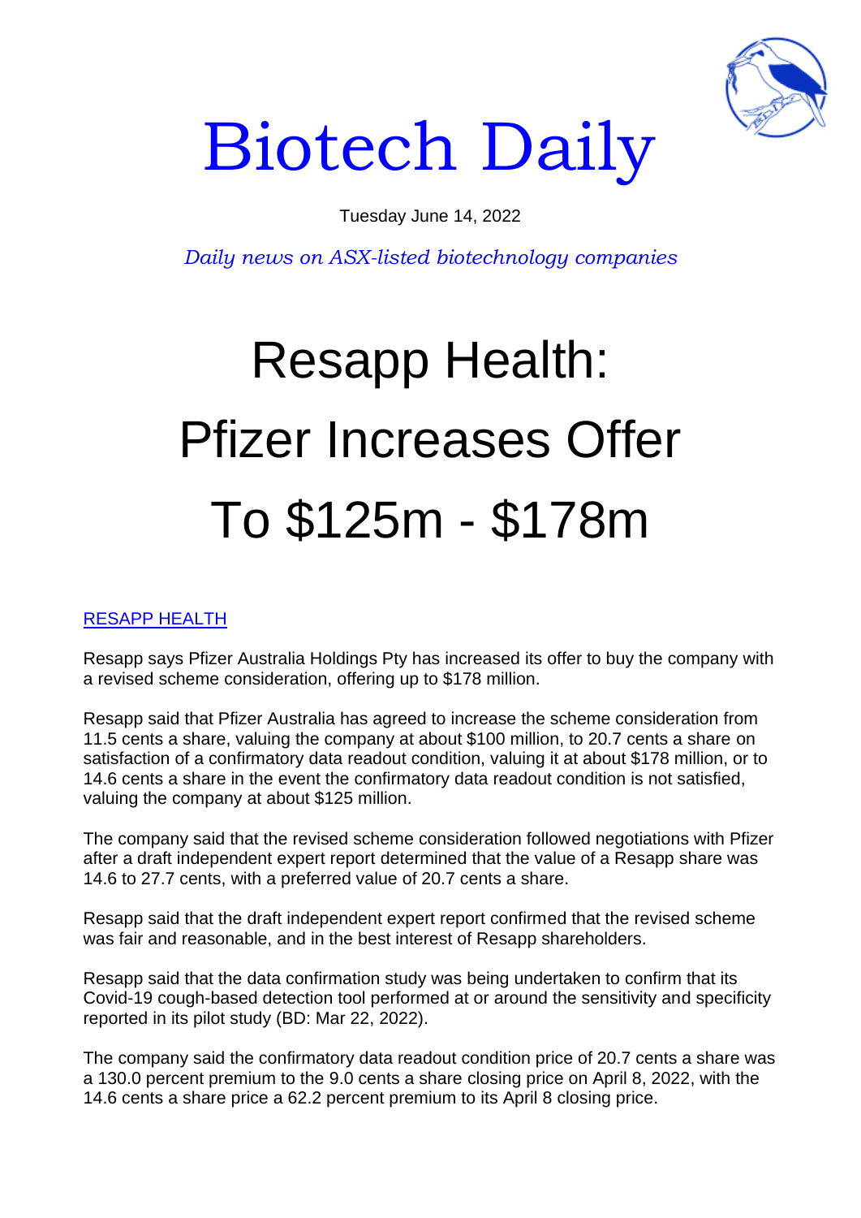# Biotech Daily

Tuesday June 14, 2022

*Daily news on ASX-listed biotechnology companies*

# Resapp Health: Pfizer Increases Offer To $125m - $178m

RESAPP HEALTH

Resapp says Pfizer Australia Holdings Pty has increased its offer to buy the company with a revised scheme consideration, offering up to $178 million.

Resapp said that Pfizer Australia has agreed to increase the scheme consideration from 11.5 cents a share, valuing the company at about $100 million, to 20.7 cents a share on satisfaction of a confirmatory data readout condition, valuing it at about $178 million, or to 14.6 cents a share in the event the confirmatory data readout condition is not satisfied, valuing the company at about $125 million.

The company said that the revised scheme consideration followed negotiations with Pfizer after a draft independent expert report determined that the value of a Resapp share was 14.6 to 27.7 cents, with a preferred value of 20.7 cents a share.

Resapp said that the draft independent expert report confirmed that the revised scheme was fair and reasonable, and in the best interest of Resapp shareholders.

Resapp said that the data confirmation study was being undertaken to confirm that its Covid-19 cough-based detection tool performed at or around the sensitivity and specificity reported in its pilot study (BD: Mar 22, 2022).

The company said the confirmatory data readout condition price of 20.7 cents a share was a 130.0 percent premium to the 9.0 cents a share closing price on April 8, 2022, with the 14.6 cents a share price a 62.2 percent premium to its April 8 closing price.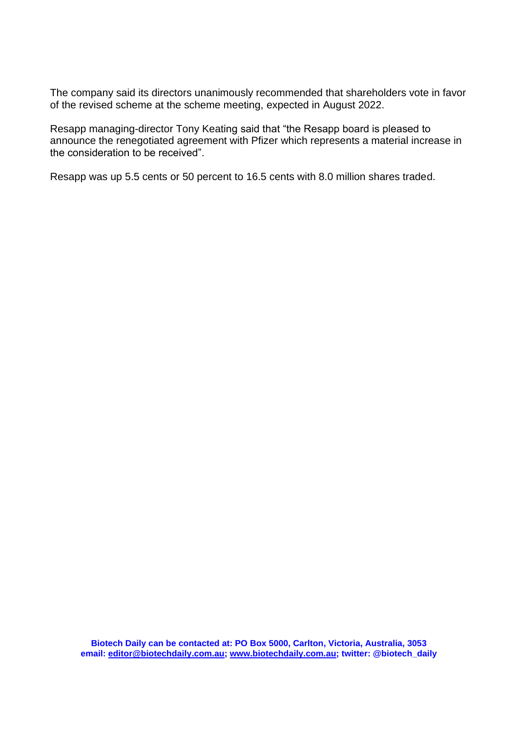The company said its directors unanimously recommended that shareholders vote in favor of the revised scheme at the scheme meeting, expected in August 2022.

Resapp managing-director Tony Keating said that “the Resapp board is pleased to announce the renegotiated agreement with Pfizer which represents a material increase in the consideration to be received”.

Resapp was up 5.5 cents or 50 percent to 16.5 cents with 8.0 million shares traded.